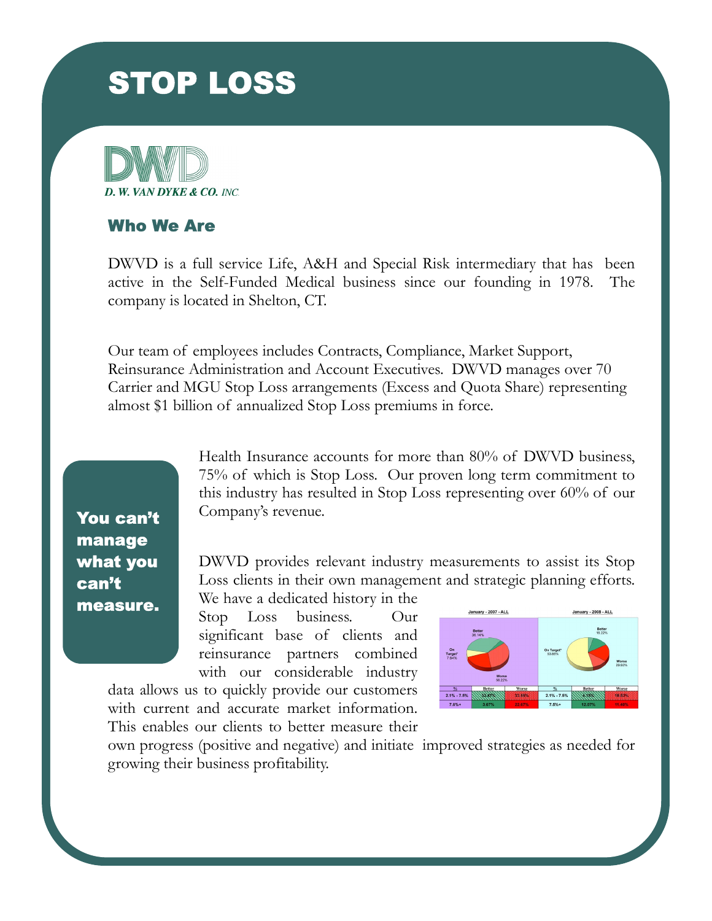# STOP LOSS

D. W. VAN DYKE & CO. INC.

## Who We Are

DWVD is a full service Life, A&H and Special Risk intermediary that has been active in the Self-Funded Medical business since our founding in 1978. The company is located in Shelton, CT.

Our team of employees includes Contracts, Compliance, Market Support, Reinsurance Administration and Account Executives. DWVD manages over 70 Carrier and MGU Stop Loss arrangements (Excess and Quota Share) representing almost $1 billion of annualized Stop Loss premiums in force.

**You can't manage what you can't measure.**

Health Insurance accounts for more than 80% of DWVD business, 75% of which is Stop Loss. Our proven long term commitment to this industry has resulted in Stop Loss representing over 60% of our Company's revenue.

DWVD provides relevant industry measurements to assist its Stop Loss clients in their own management and strategic planning efforts. We have a dedicated history in the Stop Loss business. Our significant base of clients and reinsurance partners combined with our considerable industry data allows us to quickly provide our customers with current and accurate market information. This enables our clients to better measure their own progress (positive and negative) and initiate improved strategies as needed for growing their business profitability.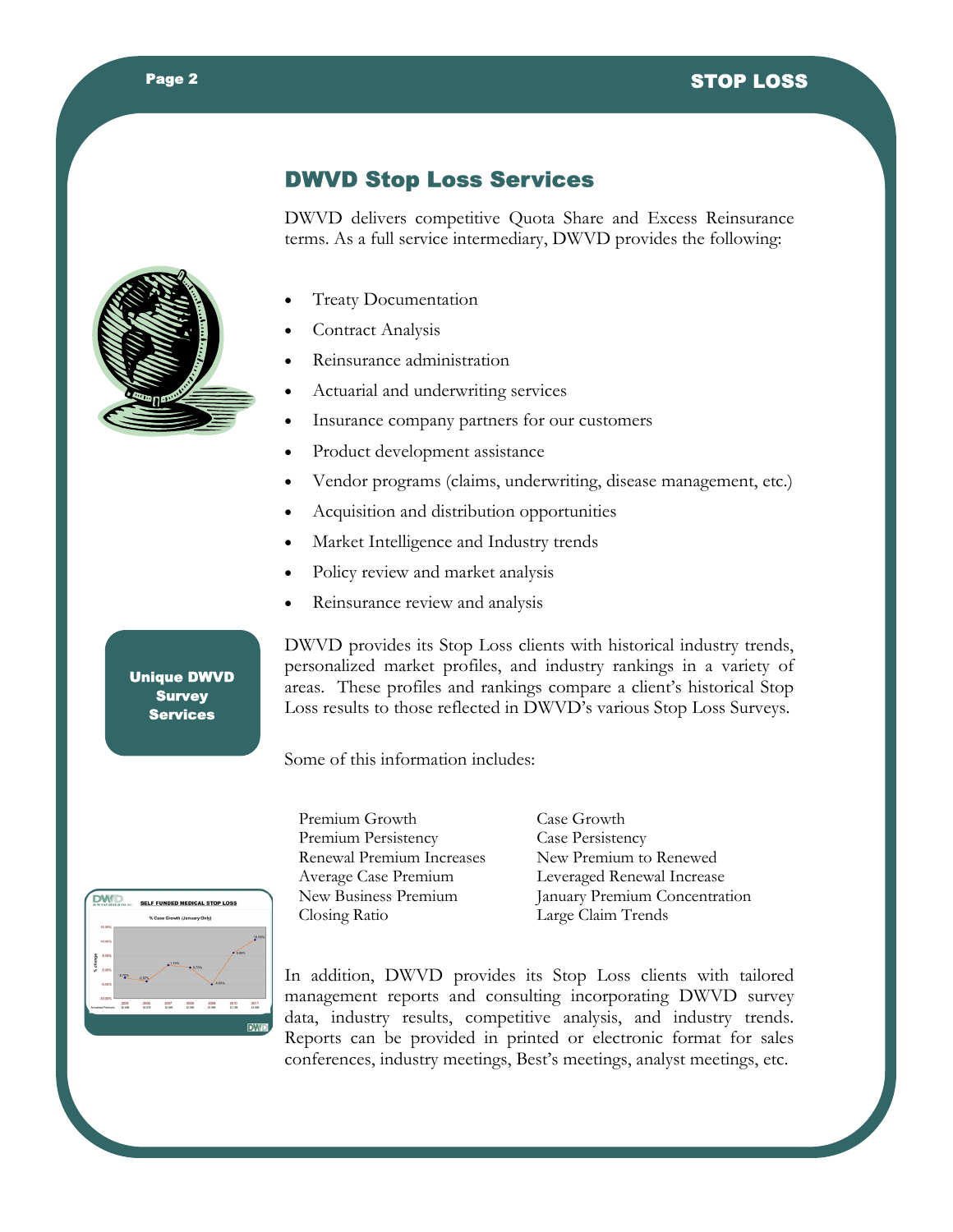## DWVD Stop Loss Services

DWVD delivers competitive Quota Share and Excess Reinsurance terms. As a full service intermediary, DWVD provides the following:

- Treaty Documentation
- Contract Analysis
- Reinsurance administration
- Actuarial and underwriting services
- Insurance company partners for our customers
- Product development assistance
- Vendor programs (claims, underwriting, disease management, etc.)
- Acquisition and distribution opportunities
- Market Intelligence and Industry trends
- Policy review and market analysis
- Reinsurance review and analysis

**Unique DWVD Survey Services**

DWVD provides its Stop Loss clients with historical industry trends, personalized market profiles, and industry rankings in a variety of areas. These profiles and rankings compare a client's historical Stop Loss results to those reflected in DWVD's various Stop Loss Surveys.

Some of this information includes:

| | |
|---|---|
| Premium Growth | Case Growth |
| Premium Persistency | Case Persistency |
| Renewal Premium Increases | New Premium to Renewed |
| Average Case Premium | Leveraged Renewal Increase |
| New Business Premium | January Premium Concentration |
| Closing Ratio | Large Claim Trends |

In addition, DWVD provides its Stop Loss clients with tailored management reports and consulting incorporating DWVD survey data, industry results, competitive analysis, and industry trends. Reports can be provided in printed or electronic format for sales conferences, industry meetings, Best's meetings, analyst meetings, etc.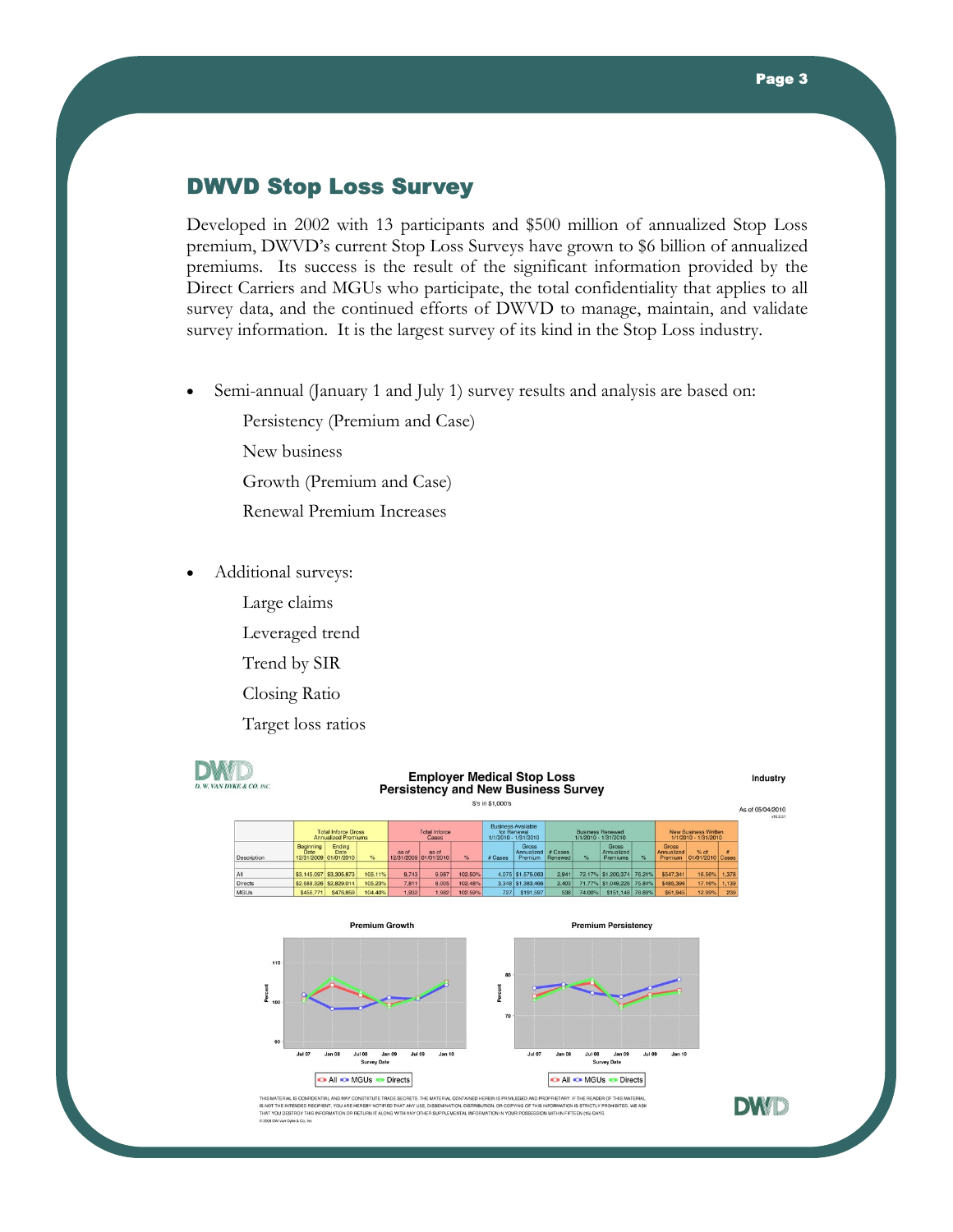## DWVD Stop Loss Survey

Developed in 2002 with 13 participants and $500 million of annualized Stop Loss premium, DWVD's current Stop Loss Surveys have grown to $6 billion of annualized premiums. Its success is the result of the significant information provided by the Direct Carriers and MGUs who participate, the total confidentiality that applies to all survey data, and the continued efforts of DWVD to manage, maintain, and validate survey information. It is the largest survey of its kind in the Stop Loss industry.

- Semi-annual (January 1 and July 1) survey results and analysis are based on:
  - Persistency (Premium and Case)
  - New business
  - Growth (Premium and Case)
  - Renewal Premium Increases

- Additional surveys:
  - Large claims
  - Leveraged trend
  - Trend by SIR
  - Closing Ratio
  - Target loss ratios

DWVD D. W. VAN DYKE & CO. INC.

**Employer Medical Stop Loss Persistency and New Business Survey**

$'s in $1,000's

Industry

As of 05/04/2010

| | Total Inforce Gross Annualized Premiums | | | Total Inforce Cases | | | Business Available for Renewal 1/1/2010 - 1/31/2010 | | Business Renewed 1/1/2010 - 1/31/2010 | | | | New Business Written 1/1/2010 - 1/31/2010 | | |
|---|---|---|---|---|---|---|---|---|---|---|---|---|---|---|---|
| Description | Beginning Date 12/31/2009 | Ending Date 01/01/2010 | % | as of 12/31/2009 | as of 01/01/2010 | % | # Cases | Gross Annualized Premium | # Cases Renewed | % | Gross Annualized Premiums | % | Gross Annualized Premium | % of 01/01/2010 | # Cases |
| All | $3,145,097 | $3,305,873 | 105.11% | 9,743 | 9,987 | 102.50% | 4,075 | $1,575,063 | 2,941 | 72.17% | $1,200,374 | 76.21% | $547,341 | 16.56% | 1,378 |
| Directs | $2,688,326 | $2,829,014 | 105.23% | 7,811 | 8,005 | 102.48% | 3,348 | $1,383,466 | 2,403 | 71.77% | $1,049,226 | 75.84% | $485,396 | 17.16% | 1,139 |
| MGUs | $456,771 | $476,859 | 104.40% | 1,932 | 1,982 | 102.59% | 727 | $191,597 | 538 | 74.00% | $151,148 | 78.89% | $61,945 | 12.99% | 239 |

**Premium Growth**

**Premium Persistency**

THIS MATERIAL IS CONFIDENTIAL AND MAY CONSTITUTE TRADE SECRETS. THE MATERIAL CONTAINED HEREIN IS PRIVILEGED AND PROPRIETARY. IF THE READER OF THIS MATERIAL IS NOT THE INTENDED RECIPIENT, YOU ARE HEREBY NOTIFIED THAT ANY USE, DISSEMINATION, DISTRIBUTION, OR COPYING OF THIS INFORMATION IS STRICTLY PROHIBITED. WE ASK THAT YOU DESTROY THIS INFORMATION OR RETURN IT ALONG WITH ANY OTHER SUPPLEMENTAL INFORMATION IN YOUR POSSESSION WITHIN FIFTEEN (15) DAYS.
© 2008 DW Van Dyke & Co, Inc.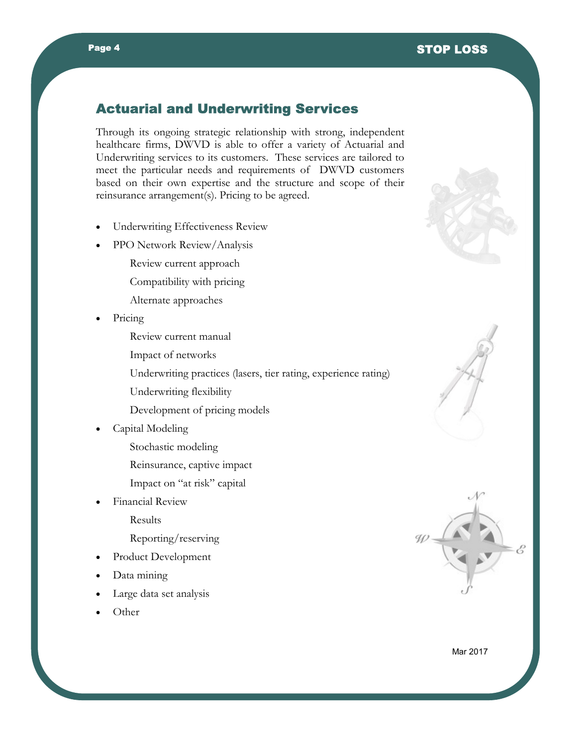## Actuarial and Underwriting Services

Through its ongoing strategic relationship with strong, independent healthcare firms, DWVD is able to offer a variety of Actuarial and Underwriting services to its customers. These services are tailored to meet the particular needs and requirements of DWVD customers based on their own expertise and the structure and scope of their reinsurance arrangement(s). Pricing to be agreed.

- Underwriting Effectiveness Review
- PPO Network Review/Analysis
  - Review current approach
  - Compatibility with pricing
  - Alternate approaches
- Pricing
  - Review current manual
  - Impact of networks
  - Underwriting practices (lasers, tier rating, experience rating)
  - Underwriting flexibility
  - Development of pricing models
- Capital Modeling
  - Stochastic modeling
  - Reinsurance, captive impact
  - Impact on "at risk" capital
- Financial Review
  - Results
  - Reporting/reserving
- Product Development
- Data mining
- Large data set analysis
- Other

Mar 2017